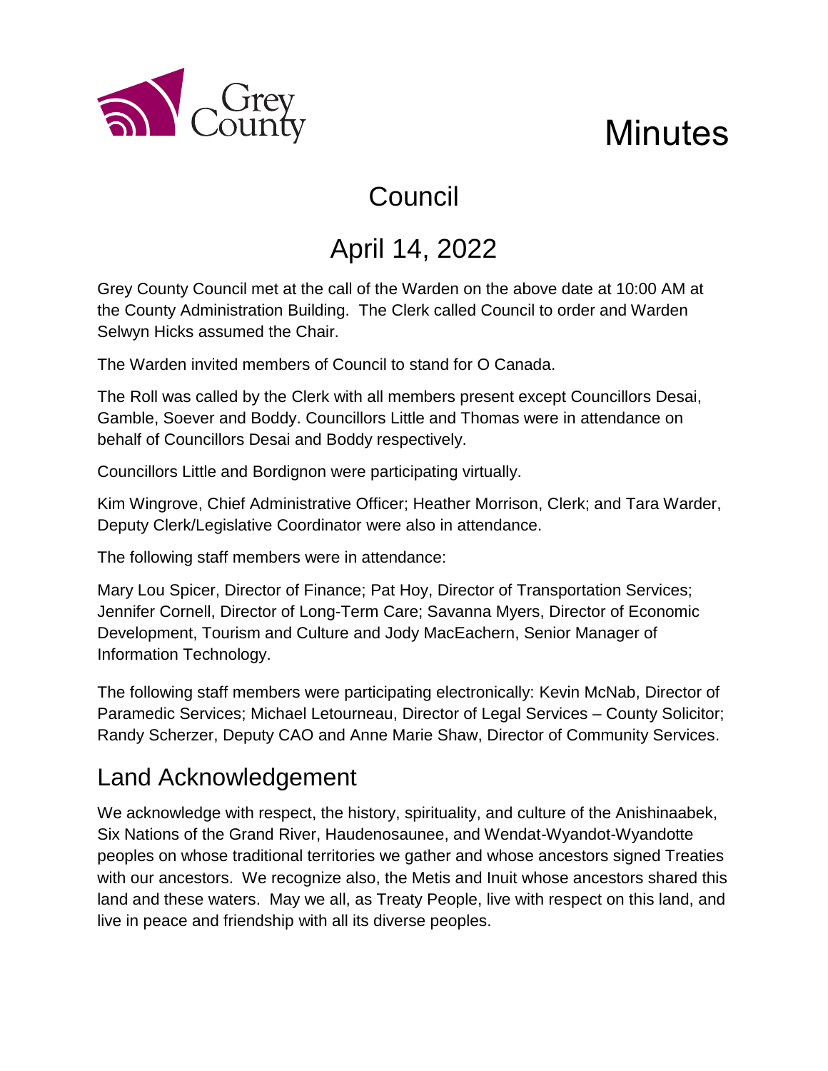Grey County

# Minutes

## Council

## April 14, 2022

Grey County Council met at the call of the Warden on the above date at 10:00 AM at the County Administration Building. The Clerk called Council to order and Warden Selwyn Hicks assumed the Chair.

The Warden invited members of Council to stand for O Canada.

The Roll was called by the Clerk with all members present except Councillors Desai, Gamble, Soever and Boddy. Councillors Little and Thomas were in attendance on behalf of Councillors Desai and Boddy respectively.

Councillors Little and Bordignon were participating virtually.

Kim Wingrove, Chief Administrative Officer; Heather Morrison, Clerk; and Tara Warder, Deputy Clerk/Legislative Coordinator were also in attendance.

The following staff members were in attendance:

Mary Lou Spicer, Director of Finance; Pat Hoy, Director of Transportation Services; Jennifer Cornell, Director of Long-Term Care; Savanna Myers, Director of Economic Development, Tourism and Culture and Jody MacEachern, Senior Manager of Information Technology.

The following staff members were participating electronically: Kevin McNab, Director of Paramedic Services; Michael Letourneau, Director of Legal Services – County Solicitor; Randy Scherzer, Deputy CAO and Anne Marie Shaw, Director of Community Services.

## Land Acknowledgement

We acknowledge with respect, the history, spirituality, and culture of the Anishinaabek, Six Nations of the Grand River, Haudenosaunee, and Wendat-Wyandot-Wyandotte peoples on whose traditional territories we gather and whose ancestors signed Treaties with our ancestors. We recognize also, the Metis and Inuit whose ancestors shared this land and these waters. May we all, as Treaty People, live with respect on this land, and live in peace and friendship with all its diverse peoples.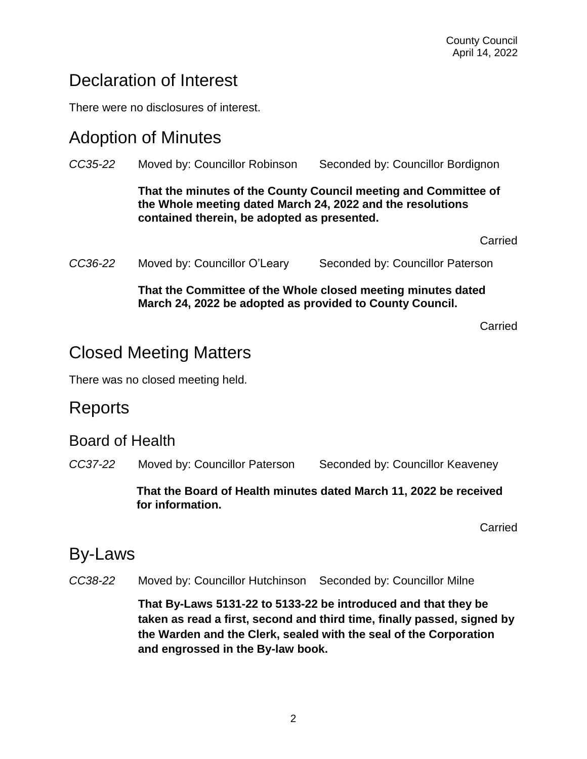## Declaration of Interest

There were no disclosures of interest.

## Adoption of Minutes

*CC35-22* Moved by: Councillor Robinson Seconded by: Councillor Bordignon

**That the minutes of the County Council meeting and Committee of the Whole meeting dated March 24, 2022 and the resolutions contained therein, be adopted as presented.**

Carried

*CC36-22* Moved by: Councillor O'Leary Seconded by: Councillor Paterson

**That the Committee of the Whole closed meeting minutes dated March 24, 2022 be adopted as provided to County Council.**

Carried

## Closed Meeting Matters

There was no closed meeting held.

## Reports

### Board of Health

*CC37-22* Moved by: Councillor Paterson Seconded by: Councillor Keaveney

**That the Board of Health minutes dated March 11, 2022 be received for information.**

Carried

## By-Laws

*CC38-22* Moved by: Councillor Hutchinson Seconded by: Councillor Milne

**That By-Laws 5131-22 to 5133-22 be introduced and that they be taken as read a first, second and third time, finally passed, signed by the Warden and the Clerk, sealed with the seal of the Corporation and engrossed in the By-law book.**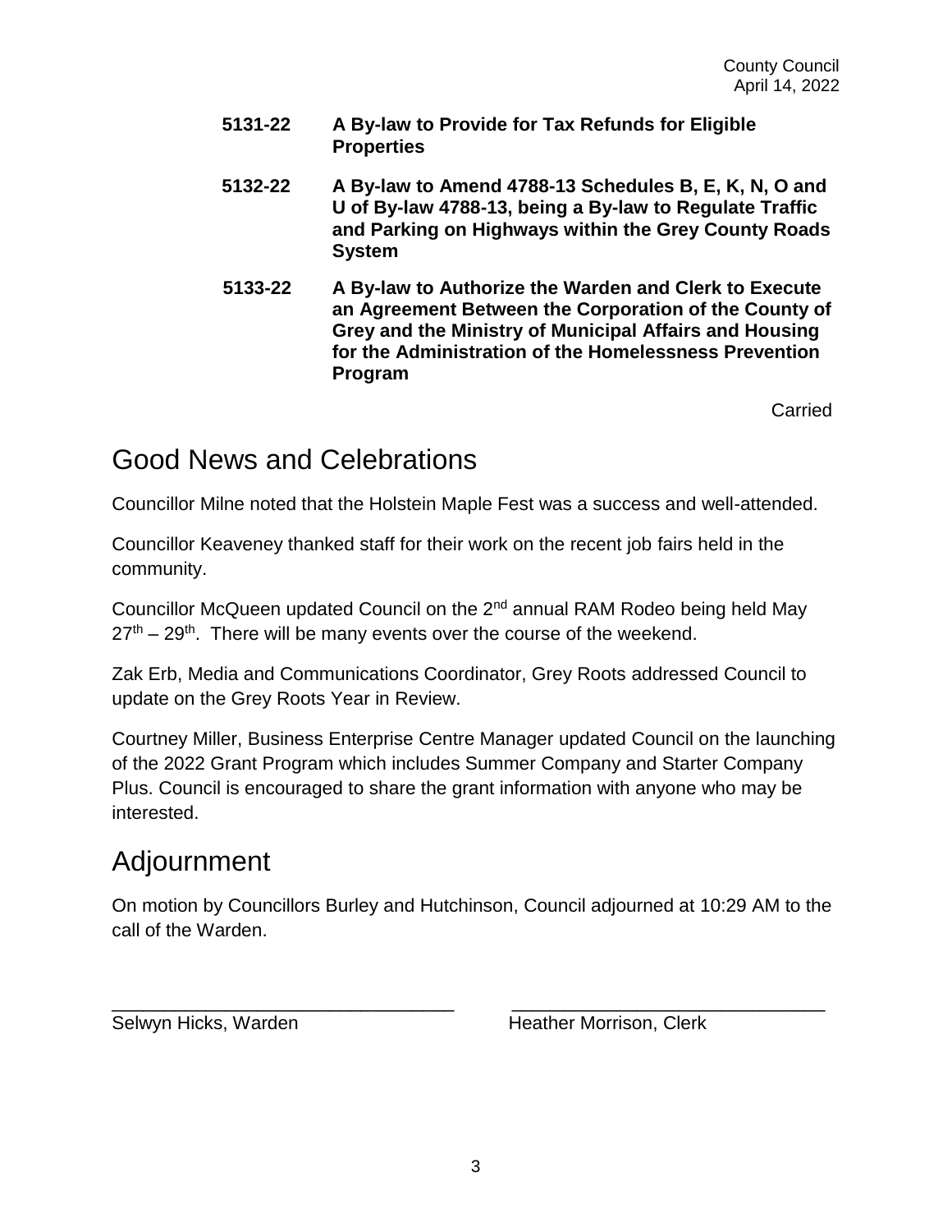**5131-22** **A By-law to Provide for Tax Refunds for Eligible Properties**

**5132-22** **A By-law to Amend 4788-13 Schedules B, E, K, N, O and U of By-law 4788-13, being a By-law to Regulate Traffic and Parking on Highways within the Grey County Roads System**

**5133-22** **A By-law to Authorize the Warden and Clerk to Execute an Agreement Between the Corporation of the County of Grey and the Ministry of Municipal Affairs and Housing for the Administration of the Homelessness Prevention Program**

Carried

# Good News and Celebrations

Councillor Milne noted that the Holstein Maple Fest was a success and well-attended.

Councillor Keaveney thanked staff for their work on the recent job fairs held in the community.

Councillor McQueen updated Council on the 2nd annual RAM Rodeo being held May 27th – 29th. There will be many events over the course of the weekend.

Zak Erb, Media and Communications Coordinator, Grey Roots addressed Council to update on the Grey Roots Year in Review.

Courtney Miller, Business Enterprise Centre Manager updated Council on the launching of the 2022 Grant Program which includes Summer Company and Starter Company Plus. Council is encouraged to share the grant information with anyone who may be interested.

# Adjournment

On motion by Councillors Burley and Hutchinson, Council adjourned at 10:29 AM to the call of the Warden.

\_\_\_\_\_\_\_\_\_\_\_\_\_\_\_\_\_\_\_\_\_\_\_\_\_\_\_\_\_\_\_\_
Selwyn Hicks, Warden

\_\_\_\_\_\_\_\_\_\_\_\_\_\_\_\_\_\_\_\_\_\_\_\_\_\_\_\_\_\_\_\_
Heather Morrison, Clerk